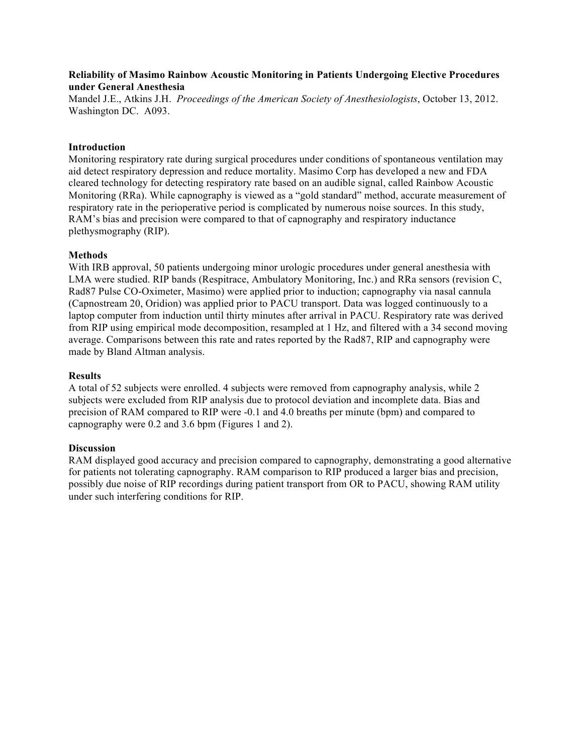**Reliability of Masimo Rainbow Acoustic Monitoring in Patients Undergoing Elective Procedures under General Anesthesia**

Mandel J.E., Atkins J.H. *Proceedings of the American Society of Anesthesiologists*, October 13, 2012. Washington DC. A093.

**Introduction**

Monitoring respiratory rate during surgical procedures under conditions of spontaneous ventilation may aid detect respiratory depression and reduce mortality. Masimo Corp has developed a new and FDA cleared technology for detecting respiratory rate based on an audible signal, called Rainbow Acoustic Monitoring (RRa). While capnography is viewed as a "gold standard" method, accurate measurement of respiratory rate in the perioperative period is complicated by numerous noise sources. In this study, RAM's bias and precision were compared to that of capnography and respiratory inductance plethysmography (RIP).

**Methods**

With IRB approval, 50 patients undergoing minor urologic procedures under general anesthesia with LMA were studied. RIP bands (Respitrace, Ambulatory Monitoring, Inc.) and RRa sensors (revision C, Rad87 Pulse CO-Oximeter, Masimo) were applied prior to induction; capnography via nasal cannula (Capnostream 20, Oridion) was applied prior to PACU transport. Data was logged continuously to a laptop computer from induction until thirty minutes after arrival in PACU. Respiratory rate was derived from RIP using empirical mode decomposition, resampled at 1 Hz, and filtered with a 34 second moving average. Comparisons between this rate and rates reported by the Rad87, RIP and capnography were made by Bland Altman analysis.

**Results**

A total of 52 subjects were enrolled. 4 subjects were removed from capnography analysis, while 2 subjects were excluded from RIP analysis due to protocol deviation and incomplete data. Bias and precision of RAM compared to RIP were -0.1 and 4.0 breaths per minute (bpm) and compared to capnography were 0.2 and 3.6 bpm (Figures 1 and 2).

**Discussion**

RAM displayed good accuracy and precision compared to capnography, demonstrating a good alternative for patients not tolerating capnography. RAM comparison to RIP produced a larger bias and precision, possibly due noise of RIP recordings during patient transport from OR to PACU, showing RAM utility under such interfering conditions for RIP.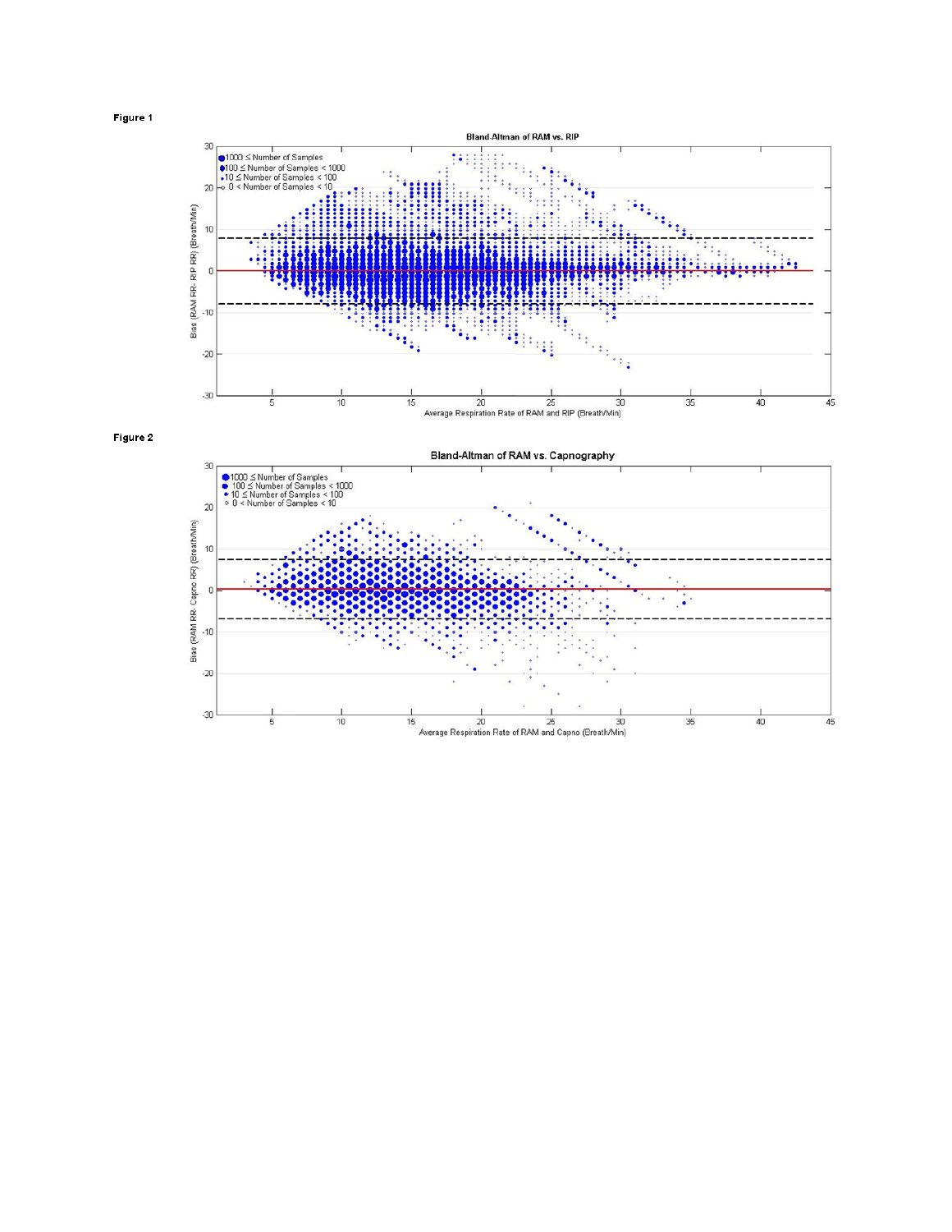Figure 1

Bland-Altman of RAM vs. RIP

1000 ≤ Number of Samples
100 ≤ Number of Samples < 1000
10 ≤ Number of Samples < 100
0 < Number of Samples < 10

Bias (RAM RR- RIP RR) (Breath/Min)

30
20
10
0
-10
-20
-30

5 10 15 20 25 30 35 40 45

Average Respiration Rate of RAM and RIP (Breath/Min)

Figure 2

Bland-Altman of RAM vs. Capnography

1000 ≤ Number of Samples
100 ≤ Number of Samples < 1000
10 ≤ Number of Samples < 100
0 < Number of Samples < 10

Bias (RAM RR- Capno RR) (Breath/Min)

30
20
10
0
-10
-20
-30

5 10 15 20 25 30 35 40 45

Average Respiration Rate of RAM and Capno (Breath/Min)